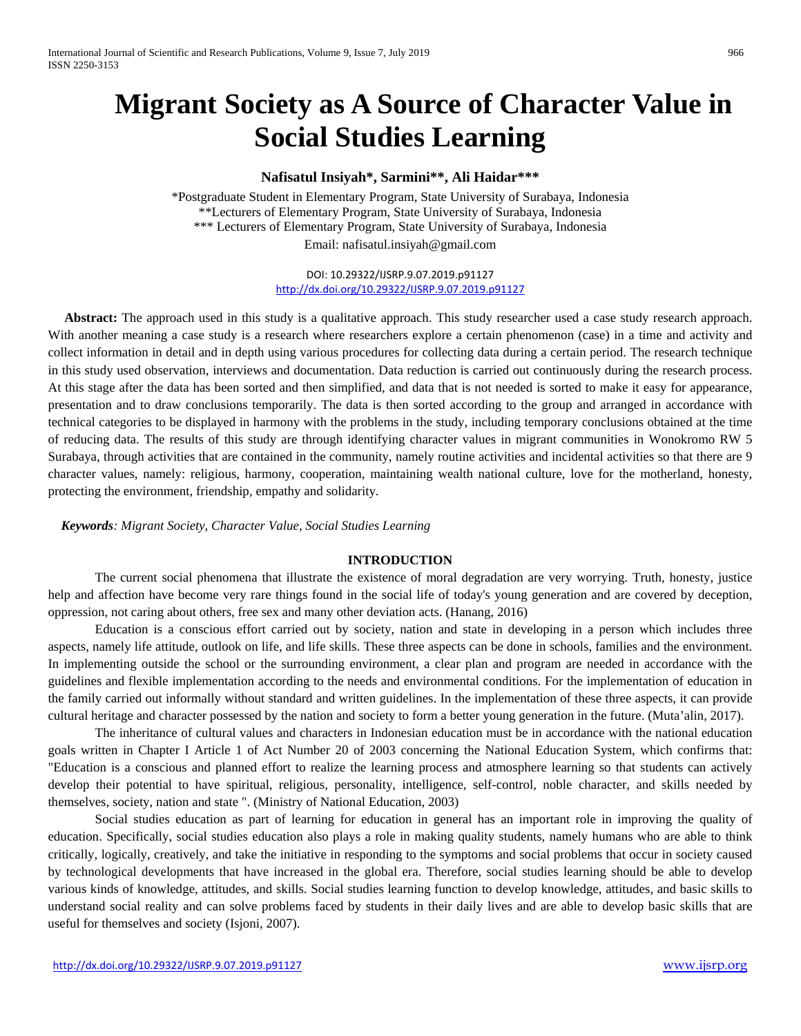# Migrant Society as A Source of Character Value in Social Studies Learning

**Nafisatul Insiyah*, Sarmini**, Ali Haidar*****

*Postgraduate Student in Elementary Program, State University of Surabaya, Indonesia
**Lecturers of Elementary Program, State University of Surabaya, Indonesia
*** Lecturers of Elementary Program, State University of Surabaya, Indonesia
Email: nafisatul.insiyah@gmail.com

DOI: 10.29322/IJSRP.9.07.2019.p91127
http://dx.doi.org/10.29322/IJSRP.9.07.2019.p91127

**Abstract:** The approach used in this study is a qualitative approach. This study researcher used a case study research approach. With another meaning a case study is a research where researchers explore a certain phenomenon (case) in a time and activity and collect information in detail and in depth using various procedures for collecting data during a certain period. The research technique in this study used observation, interviews and documentation. Data reduction is carried out continuously during the research process. At this stage after the data has been sorted and then simplified, and data that is not needed is sorted to make it easy for appearance, presentation and to draw conclusions temporarily. The data is then sorted according to the group and arranged in accordance with technical categories to be displayed in harmony with the problems in the study, including temporary conclusions obtained at the time of reducing data. The results of this study are through identifying character values in migrant communities in Wonokromo RW 5 Surabaya, through activities that are contained in the community, namely routine activities and incidental activities so that there are 9 character values, namely: religious, harmony, cooperation, maintaining wealth national culture, love for the motherland, honesty, protecting the environment, friendship, empathy and solidarity.

***Keywords**: Migrant Society, Character Value, Social Studies Learning*

## INTRODUCTION

The current social phenomena that illustrate the existence of moral degradation are very worrying. Truth, honesty, justice help and affection have become very rare things found in the social life of today's young generation and are covered by deception, oppression, not caring about others, free sex and many other deviation acts. (Hanang, 2016)

Education is a conscious effort carried out by society, nation and state in developing in a person which includes three aspects, namely life attitude, outlook on life, and life skills. These three aspects can be done in schools, families and the environment. In implementing outside the school or the surrounding environment, a clear plan and program are needed in accordance with the guidelines and flexible implementation according to the needs and environmental conditions. For the implementation of education in the family carried out informally without standard and written guidelines. In the implementation of these three aspects, it can provide cultural heritage and character possessed by the nation and society to form a better young generation in the future. (Muta'alin, 2017).

The inheritance of cultural values and characters in Indonesian education must be in accordance with the national education goals written in Chapter I Article 1 of Act Number 20 of 2003 concerning the National Education System, which confirms that: "Education is a conscious and planned effort to realize the learning process and atmosphere learning so that students can actively develop their potential to have spiritual, religious, personality, intelligence, self-control, noble character, and skills needed by themselves, society, nation and state ". (Ministry of National Education, 2003)

Social studies education as part of learning for education in general has an important role in improving the quality of education. Specifically, social studies education also plays a role in making quality students, namely humans who are able to think critically, logically, creatively, and take the initiative in responding to the symptoms and social problems that occur in society caused by technological developments that have increased in the global era. Therefore, social studies learning should be able to develop various kinds of knowledge, attitudes, and skills. Social studies learning function to develop knowledge, attitudes, and basic skills to understand social reality and can solve problems faced by students in their daily lives and are able to develop basic skills that are useful for themselves and society (Isjoni, 2007).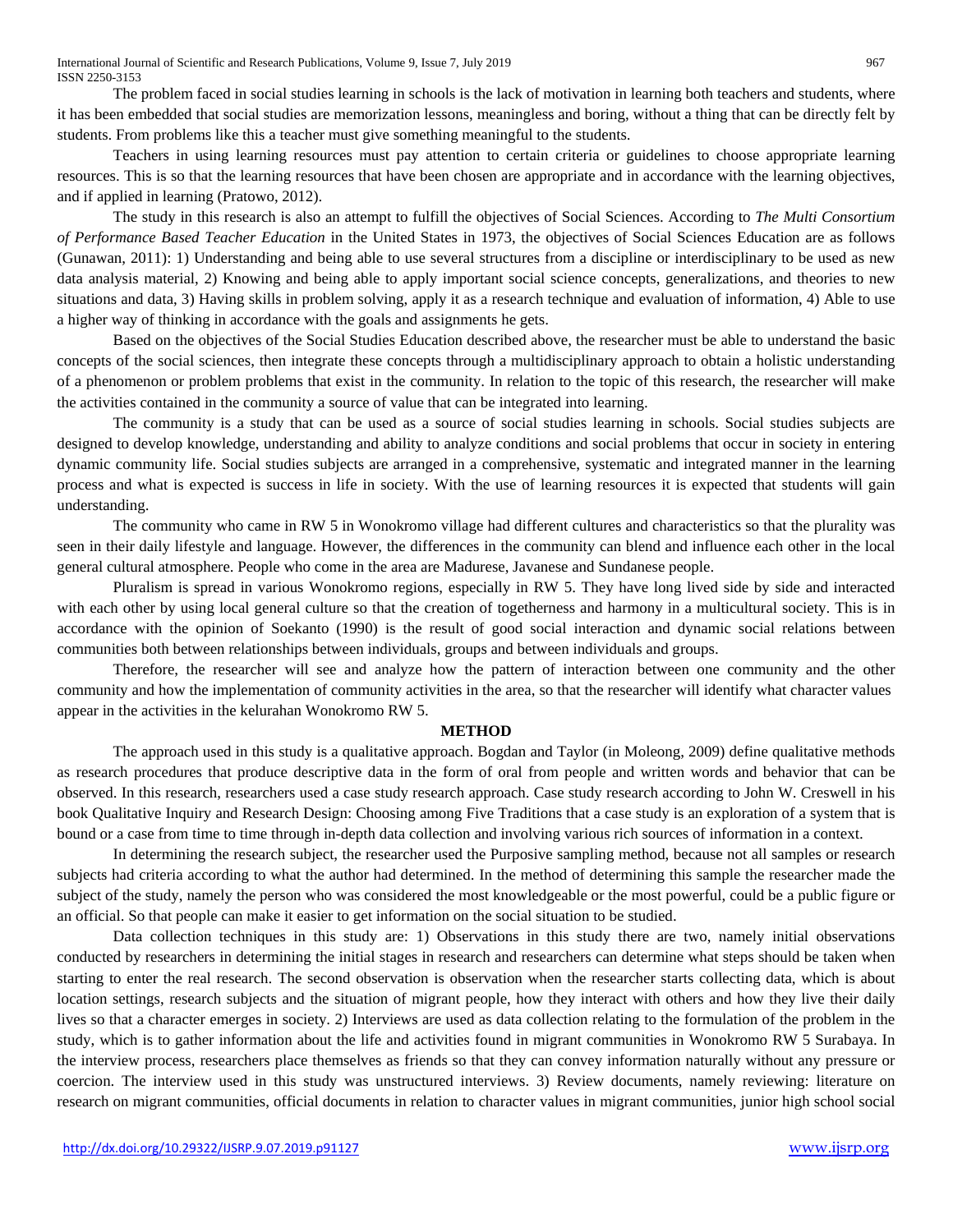The problem faced in social studies learning in schools is the lack of motivation in learning both teachers and students, where it has been embedded that social studies are memorization lessons, meaningless and boring, without a thing that can be directly felt by students. From problems like this a teacher must give something meaningful to the students.

Teachers in using learning resources must pay attention to certain criteria or guidelines to choose appropriate learning resources. This is so that the learning resources that have been chosen are appropriate and in accordance with the learning objectives, and if applied in learning (Pratowo, 2012).

The study in this research is also an attempt to fulfill the objectives of Social Sciences. According to *The Multi Consortium of Performance Based Teacher Education* in the United States in 1973, the objectives of Social Sciences Education are as follows (Gunawan, 2011): 1) Understanding and being able to use several structures from a discipline or interdisciplinary to be used as new data analysis material, 2) Knowing and being able to apply important social science concepts, generalizations, and theories to new situations and data, 3) Having skills in problem solving, apply it as a research technique and evaluation of information, 4) Able to use a higher way of thinking in accordance with the goals and assignments he gets.

Based on the objectives of the Social Studies Education described above, the researcher must be able to understand the basic concepts of the social sciences, then integrate these concepts through a multidisciplinary approach to obtain a holistic understanding of a phenomenon or problem problems that exist in the community. In relation to the topic of this research, the researcher will make the activities contained in the community a source of value that can be integrated into learning.

The community is a study that can be used as a source of social studies learning in schools. Social studies subjects are designed to develop knowledge, understanding and ability to analyze conditions and social problems that occur in society in entering dynamic community life. Social studies subjects are arranged in a comprehensive, systematic and integrated manner in the learning process and what is expected is success in life in society. With the use of learning resources it is expected that students will gain understanding.

The community who came in RW 5 in Wonokromo village had different cultures and characteristics so that the plurality was seen in their daily lifestyle and language. However, the differences in the community can blend and influence each other in the local general cultural atmosphere. People who come in the area are Madurese, Javanese and Sundanese people.

Pluralism is spread in various Wonokromo regions, especially in RW 5. They have long lived side by side and interacted with each other by using local general culture so that the creation of togetherness and harmony in a multicultural society. This is in accordance with the opinion of Soekanto (1990) is the result of good social interaction and dynamic social relations between communities both between relationships between individuals, groups and between individuals and groups.

Therefore, the researcher will see and analyze how the pattern of interaction between one community and the other community and how the implementation of community activities in the area, so that the researcher will identify what character values appear in the activities in the kelurahan Wonokromo RW 5.

## METHOD

The approach used in this study is a qualitative approach. Bogdan and Taylor (in Moleong, 2009) define qualitative methods as research procedures that produce descriptive data in the form of oral from people and written words and behavior that can be observed. In this research, researchers used a case study research approach. Case study research according to John W. Creswell in his book Qualitative Inquiry and Research Design: Choosing among Five Traditions that a case study is an exploration of a system that is bound or a case from time to time through in-depth data collection and involving various rich sources of information in a context.

In determining the research subject, the researcher used the Purposive sampling method, because not all samples or research subjects had criteria according to what the author had determined. In the method of determining this sample the researcher made the subject of the study, namely the person who was considered the most knowledgeable or the most powerful, could be a public figure or an official. So that people can make it easier to get information on the social situation to be studied.

Data collection techniques in this study are: 1) Observations in this study there are two, namely initial observations conducted by researchers in determining the initial stages in research and researchers can determine what steps should be taken when starting to enter the real research. The second observation is observation when the researcher starts collecting data, which is about location settings, research subjects and the situation of migrant people, how they interact with others and how they live their daily lives so that a character emerges in society. 2) Interviews are used as data collection relating to the formulation of the problem in the study, which is to gather information about the life and activities found in migrant communities in Wonokromo RW 5 Surabaya. In the interview process, researchers place themselves as friends so that they can convey information naturally without any pressure or coercion. The interview used in this study was unstructured interviews. 3) Review documents, namely reviewing: literature on research on migrant communities, official documents in relation to character values in migrant communities, junior high school social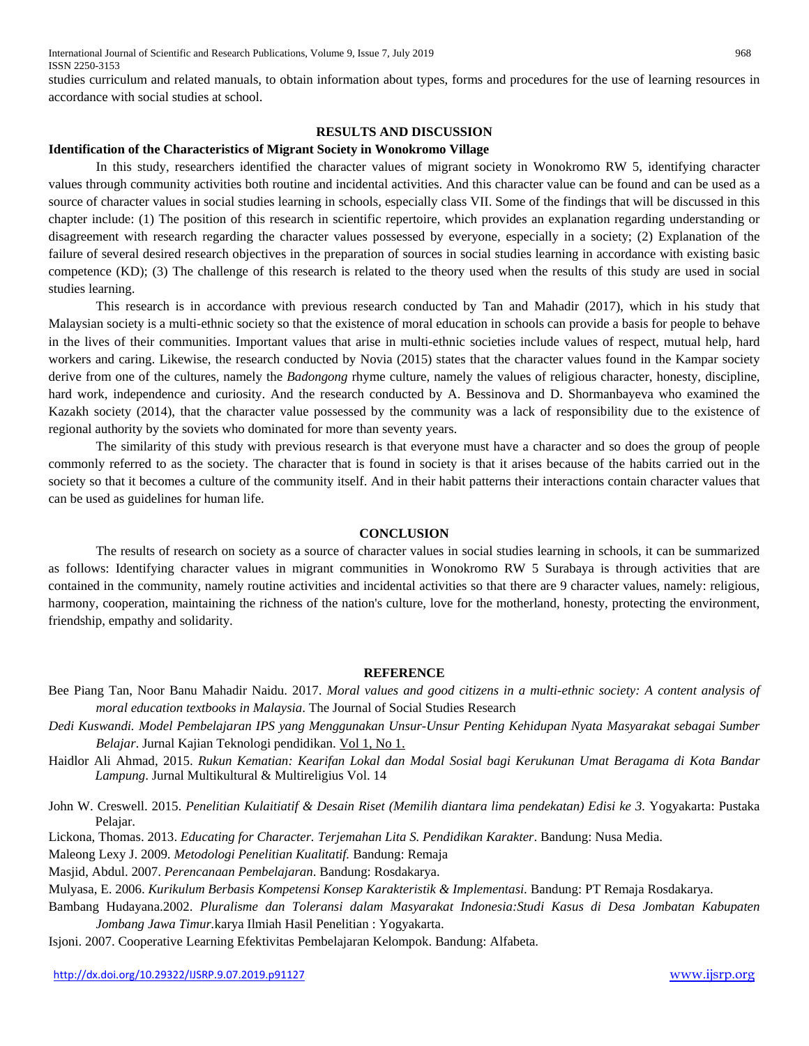studies curriculum and related manuals, to obtain information about types, forms and procedures for the use of learning resources in accordance with social studies at school.

## RESULTS AND DISCUSSION

### Identification of the Characteristics of Migrant Society in Wonokromo Village

In this study, researchers identified the character values of migrant society in Wonokromo RW 5, identifying character values through community activities both routine and incidental activities. And this character value can be found and can be used as a source of character values in social studies learning in schools, especially class VII. Some of the findings that will be discussed in this chapter include: (1) The position of this research in scientific repertoire, which provides an explanation regarding understanding or disagreement with research regarding the character values possessed by everyone, especially in a society; (2) Explanation of the failure of several desired research objectives in the preparation of sources in social studies learning in accordance with existing basic competence (KD); (3) The challenge of this research is related to the theory used when the results of this study are used in social studies learning.

This research is in accordance with previous research conducted by Tan and Mahadir (2017), which in his study that Malaysian society is a multi-ethnic society so that the existence of moral education in schools can provide a basis for people to behave in the lives of their communities. Important values that arise in multi-ethnic societies include values of respect, mutual help, hard workers and caring. Likewise, the research conducted by Novia (2015) states that the character values found in the Kampar society derive from one of the cultures, namely the *Badongong* rhyme culture, namely the values of religious character, honesty, discipline, hard work, independence and curiosity. And the research conducted by A. Bessinova and D. Shormanbayeva who examined the Kazakh society (2014), that the character value possessed by the community was a lack of responsibility due to the existence of regional authority by the soviets who dominated for more than seventy years.

The similarity of this study with previous research is that everyone must have a character and so does the group of people commonly referred to as the society. The character that is found in society is that it arises because of the habits carried out in the society so that it becomes a culture of the community itself. And in their habit patterns their interactions contain character values that can be used as guidelines for human life.

## CONCLUSION

The results of research on society as a source of character values in social studies learning in schools, it can be summarized as follows: Identifying character values in migrant communities in Wonokromo RW 5 Surabaya is through activities that are contained in the community, namely routine activities and incidental activities so that there are 9 character values, namely: religious, harmony, cooperation, maintaining the richness of the nation's culture, love for the motherland, honesty, protecting the environment, friendship, empathy and solidarity.

## REFERENCE

Bee Piang Tan, Noor Banu Mahadir Naidu. 2017. *Moral values and good citizens in a multi-ethnic society: A content analysis of moral education textbooks in Malaysia*. The Journal of Social Studies Research

*Dedi Kuswandi. Model Pembelajaran IPS yang Menggunakan Unsur-Unsur Penting Kehidupan Nyata Masyarakat sebagai Sumber Belajar*. Jurnal Kajian Teknologi pendidikan. Vol 1, No 1.

Haidlor Ali Ahmad, 2015. *Rukun Kematian: Kearifan Lokal dan Modal Sosial bagi Kerukunan Umat Beragama di Kota Bandar Lampung*. Jurnal Multikultural & Multireligius Vol. 14

John W. Creswell. 2015. *Penelitian Kulaitiatif & Desain Riset (Memilih diantara lima pendekatan) Edisi ke 3.* Yogyakarta: Pustaka Pelajar.

Lickona, Thomas. 2013. *Educating for Character. Terjemahan Lita S. Pendidikan Karakter*. Bandung: Nusa Media.

Maleong Lexy J. 2009. *Metodologi Penelitian Kualitatif.* Bandung: Remaja

Masjid, Abdul. 2007. *Perencanaan Pembelajaran*. Bandung: Rosdakarya.

Mulyasa, E. 2006. *Kurikulum Berbasis Kompetensi Konsep Karakteristik & Implementasi.* Bandung: PT Remaja Rosdakarya.

Bambang Hudayana.2002. *Pluralisme dan Toleransi dalam Masyarakat Indonesia:Studi Kasus di Desa Jombatan Kabupaten Jombang Jawa Timur.*karya Ilmiah Hasil Penelitian : Yogyakarta.

Isjoni. 2007. Cooperative Learning Efektivitas Pembelajaran Kelompok. Bandung: Alfabeta.